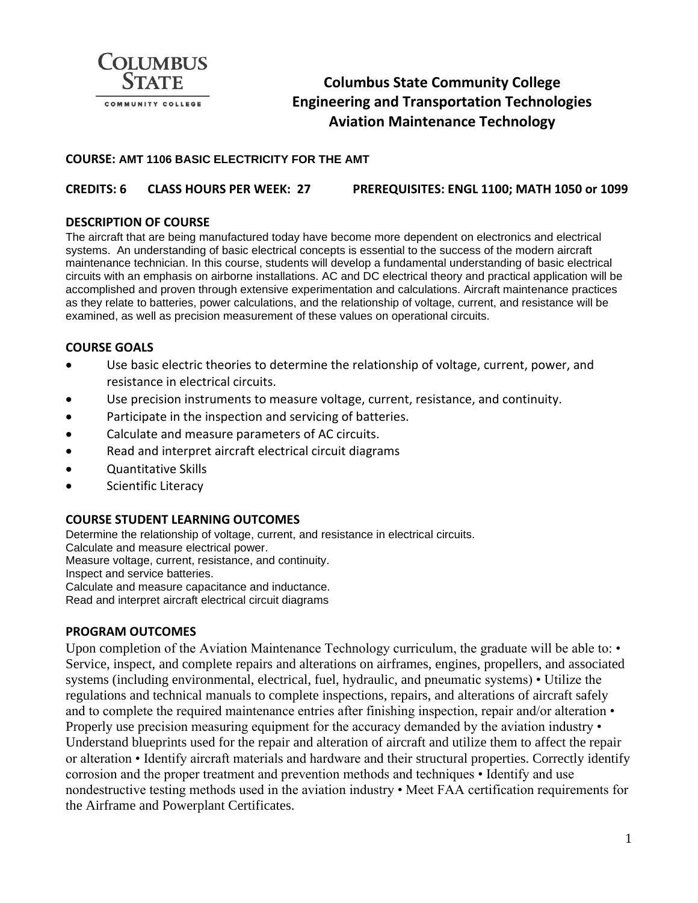# Columbus State Community College
## Engineering and Transportation Technologies
## Aviation Maintenance Technology

**COURSE: AMT 1106 BASIC ELECTRICITY FOR THE AMT**

**CREDITS: 6 CLASS HOURS PER WEEK: 27 PREREQUISITES: ENGL 1100; MATH 1050 or 1099**

### DESCRIPTION OF COURSE

The aircraft that are being manufactured today have become more dependent on electronics and electrical systems. An understanding of basic electrical concepts is essential to the success of the modern aircraft maintenance technician. In this course, students will develop a fundamental understanding of basic electrical circuits with an emphasis on airborne installations. AC and DC electrical theory and practical application will be accomplished and proven through extensive experimentation and calculations. Aircraft maintenance practices as they relate to batteries, power calculations, and the relationship of voltage, current, and resistance will be examined, as well as precision measurement of these values on operational circuits.

### COURSE GOALS

- Use basic electric theories to determine the relationship of voltage, current, power, and resistance in electrical circuits.
- Use precision instruments to measure voltage, current, resistance, and continuity.
- Participate in the inspection and servicing of batteries.
- Calculate and measure parameters of AC circuits.
- Read and interpret aircraft electrical circuit diagrams
- Quantitative Skills
- Scientific Literacy

### COURSE STUDENT LEARNING OUTCOMES

Determine the relationship of voltage, current, and resistance in electrical circuits.
Calculate and measure electrical power.
Measure voltage, current, resistance, and continuity.
Inspect and service batteries.
Calculate and measure capacitance and inductance.
Read and interpret aircraft electrical circuit diagrams

### PROGRAM OUTCOMES

Upon completion of the Aviation Maintenance Technology curriculum, the graduate will be able to: • Service, inspect, and complete repairs and alterations on airframes, engines, propellers, and associated systems (including environmental, electrical, fuel, hydraulic, and pneumatic systems) • Utilize the regulations and technical manuals to complete inspections, repairs, and alterations of aircraft safely and to complete the required maintenance entries after finishing inspection, repair and/or alteration • Properly use precision measuring equipment for the accuracy demanded by the aviation industry • Understand blueprints used for the repair and alteration of aircraft and utilize them to affect the repair or alteration • Identify aircraft materials and hardware and their structural properties. Correctly identify corrosion and the proper treatment and prevention methods and techniques • Identify and use nondestructive testing methods used in the aviation industry • Meet FAA certification requirements for the Airframe and Powerplant Certificates.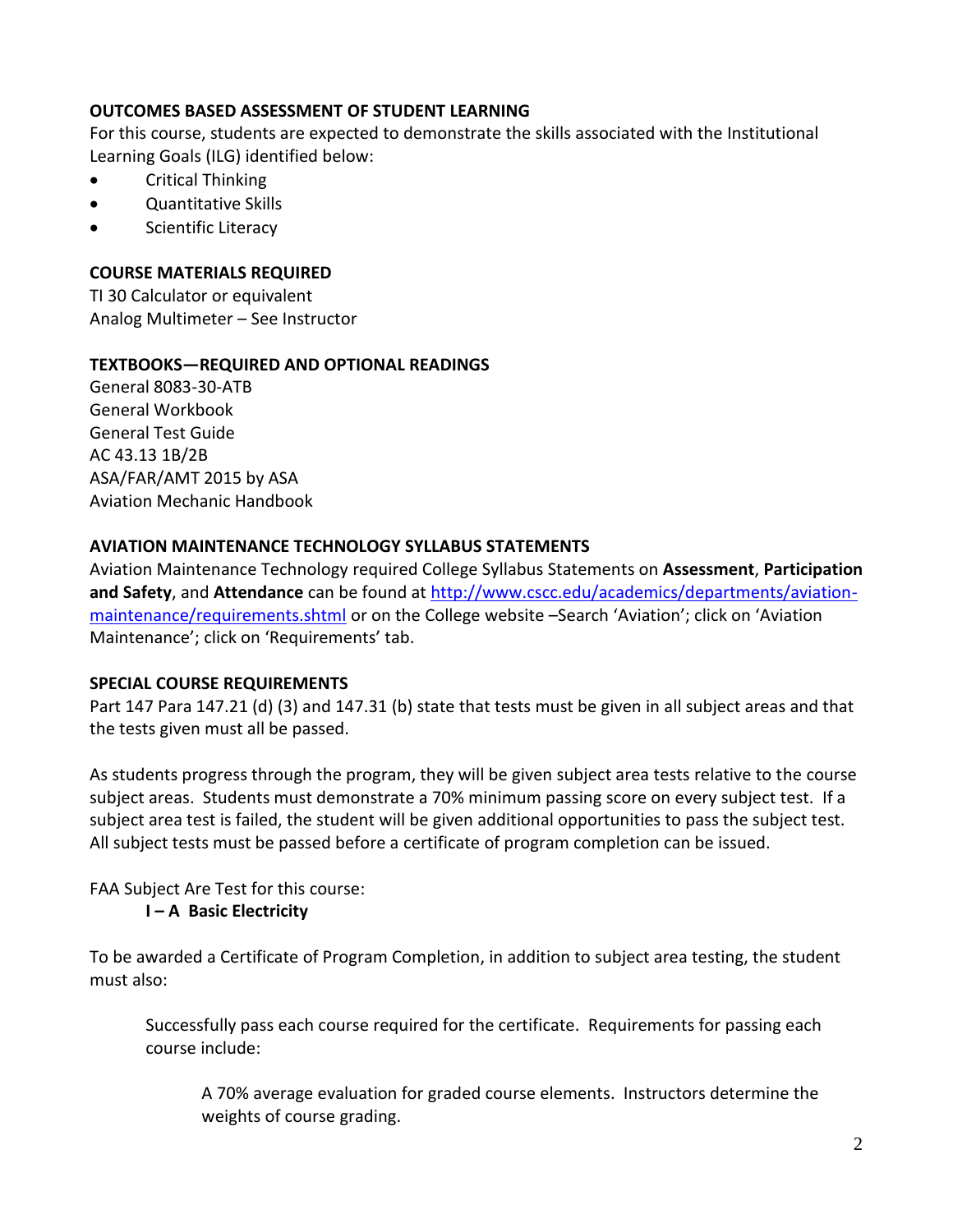**OUTCOMES BASED ASSESSMENT OF STUDENT LEARNING**

For this course, students are expected to demonstrate the skills associated with the Institutional Learning Goals (ILG) identified below:

- Critical Thinking
- Quantitative Skills
- Scientific Literacy

**COURSE MATERIALS REQUIRED**

TI 30 Calculator or equivalent
Analog Multimeter – See Instructor

**TEXTBOOKS—REQUIRED AND OPTIONAL READINGS**

General 8083-30-ATB
General Workbook
General Test Guide
AC 43.13 1B/2B
ASA/FAR/AMT 2015 by ASA
Aviation Mechanic Handbook

**AVIATION MAINTENANCE TECHNOLOGY SYLLABUS STATEMENTS**

Aviation Maintenance Technology required College Syllabus Statements on **Assessment**, **Participation and Safety**, and **Attendance** can be found at [http://www.cscc.edu/academics/departments/aviation-maintenance/requirements.shtml](http://www.cscc.edu/academics/departments/aviation-maintenance/requirements.shtml) or on the College website –Search 'Aviation'; click on 'Aviation Maintenance'; click on 'Requirements' tab.

**SPECIAL COURSE REQUIREMENTS**

Part 147 Para 147.21 (d) (3) and 147.31 (b) state that tests must be given in all subject areas and that the tests given must all be passed.

As students progress through the program, they will be given subject area tests relative to the course subject areas. Students must demonstrate a 70% minimum passing score on every subject test. If a subject area test is failed, the student will be given additional opportunities to pass the subject test. All subject tests must be passed before a certificate of program completion can be issued.

FAA Subject Are Test for this course:

> **I – A Basic Electricity**

To be awarded a Certificate of Program Completion, in addition to subject area testing, the student must also:

> Successfully pass each course required for the certificate. Requirements for passing each course include:
>
> > A 70% average evaluation for graded course elements. Instructors determine the weights of course grading.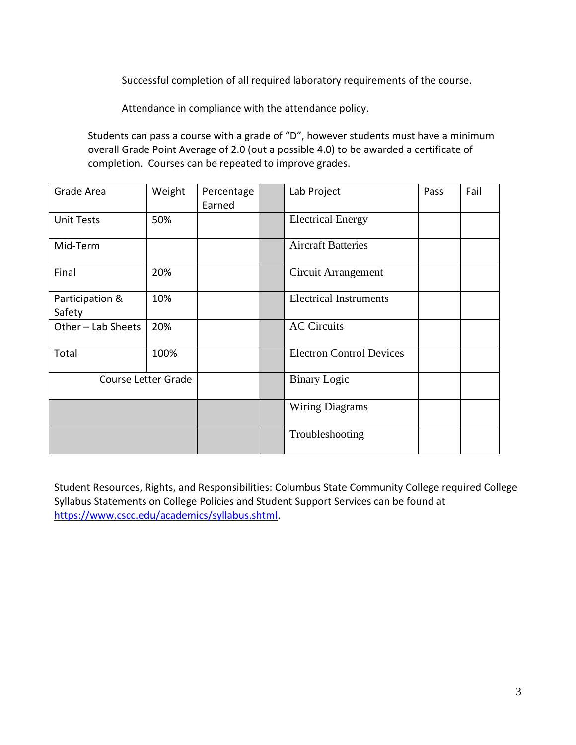Successful completion of all required laboratory requirements of the course.

Attendance in compliance with the attendance policy.

Students can pass a course with a grade of "D", however students must have a minimum overall Grade Point Average of 2.0 (out a possible 4.0) to be awarded a certificate of completion. Courses can be repeated to improve grades.

| Grade Area | Weight | Percentage Earned | | Lab Project | Pass | Fail |
|---|---|---|---|---|---|---|
| Unit Tests | 50% | | | Electrical Energy | | |
| Mid-Term | | | | Aircraft Batteries | | |
| Final | 20% | | | Circuit Arrangement | | |
| Participation & Safety | 10% | | | Electrical Instruments | | |
| Other – Lab Sheets | 20% | | | AC Circuits | | |
| Total | 100% | | | Electron Control Devices | | |
| Course Letter Grade | | | | Binary Logic | | |
| | | | | Wiring Diagrams | | |
| | | | | Troubleshooting | | |

Student Resources, Rights, and Responsibilities: Columbus State Community College required College Syllabus Statements on College Policies and Student Support Services can be found at https://www.cscc.edu/academics/syllabus.shtml.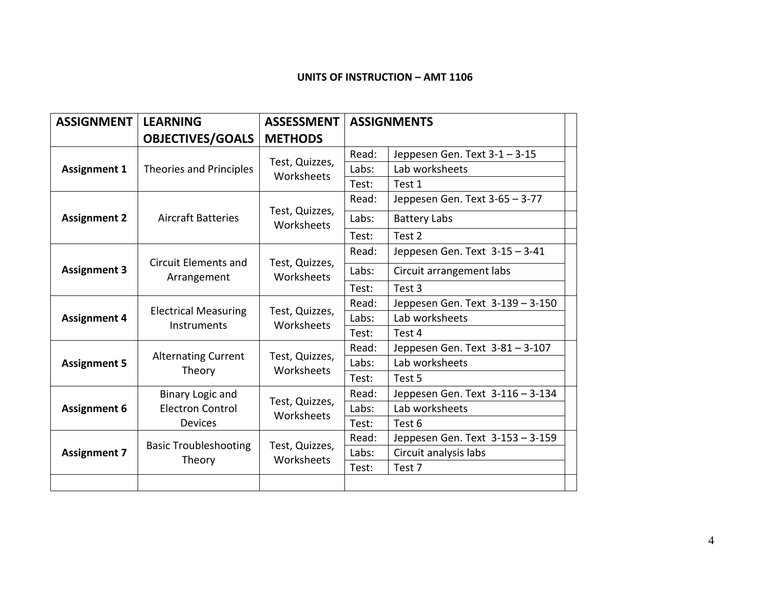**UNITS OF INSTRUCTION – AMT 1106**

| ASSIGNMENT | LEARNING OBJECTIVES/GOALS | ASSESSMENT METHODS | ASSIGNMENTS | | |
|---|---|---|---|---|---|
| **Assignment 1** | Theories and Principles | Test, Quizzes, Worksheets | Read: | Jeppesen Gen. Text 3-1 – 3-15 | |
| | | | Labs: | Lab worksheets | |
| | | | Test: | Test 1 | |
| **Assignment 2** | Aircraft Batteries | Test, Quizzes, Worksheets | Read: | Jeppesen Gen. Text 3-65 – 3-77 | |
| | | | Labs: | Battery Labs | |
| | | | Test: | Test 2 | |
| **Assignment 3** | Circuit Elements and Arrangement | Test, Quizzes, Worksheets | Read: | Jeppesen Gen. Text 3-15 – 3-41 | |
| | | | Labs: | Circuit arrangement labs | |
| | | | Test: | Test 3 | |
| **Assignment 4** | Electrical Measuring Instruments | Test, Quizzes, Worksheets | Read: | Jeppesen Gen. Text 3-139 – 3-150 | |
| | | | Labs: | Lab worksheets | |
| | | | Test: | Test 4 | |
| **Assignment 5** | Alternating Current Theory | Test, Quizzes, Worksheets | Read: | Jeppesen Gen. Text 3-81 – 3-107 | |
| | | | Labs: | Lab worksheets | |
| | | | Test: | Test 5 | |
| **Assignment 6** | Binary Logic and Electron Control Devices | Test, Quizzes, Worksheets | Read: | Jeppesen Gen. Text 3-116 – 3-134 | |
| | | | Labs: | Lab worksheets | |
| | | | Test: | Test 6 | |
| **Assignment 7** | Basic Troubleshooting Theory | Test, Quizzes, Worksheets | Read: | Jeppesen Gen. Text 3-153 – 3-159 | |
| | | | Labs: | Circuit analysis labs | |
| | | | Test: | Test 7 | |
| | | | | | |